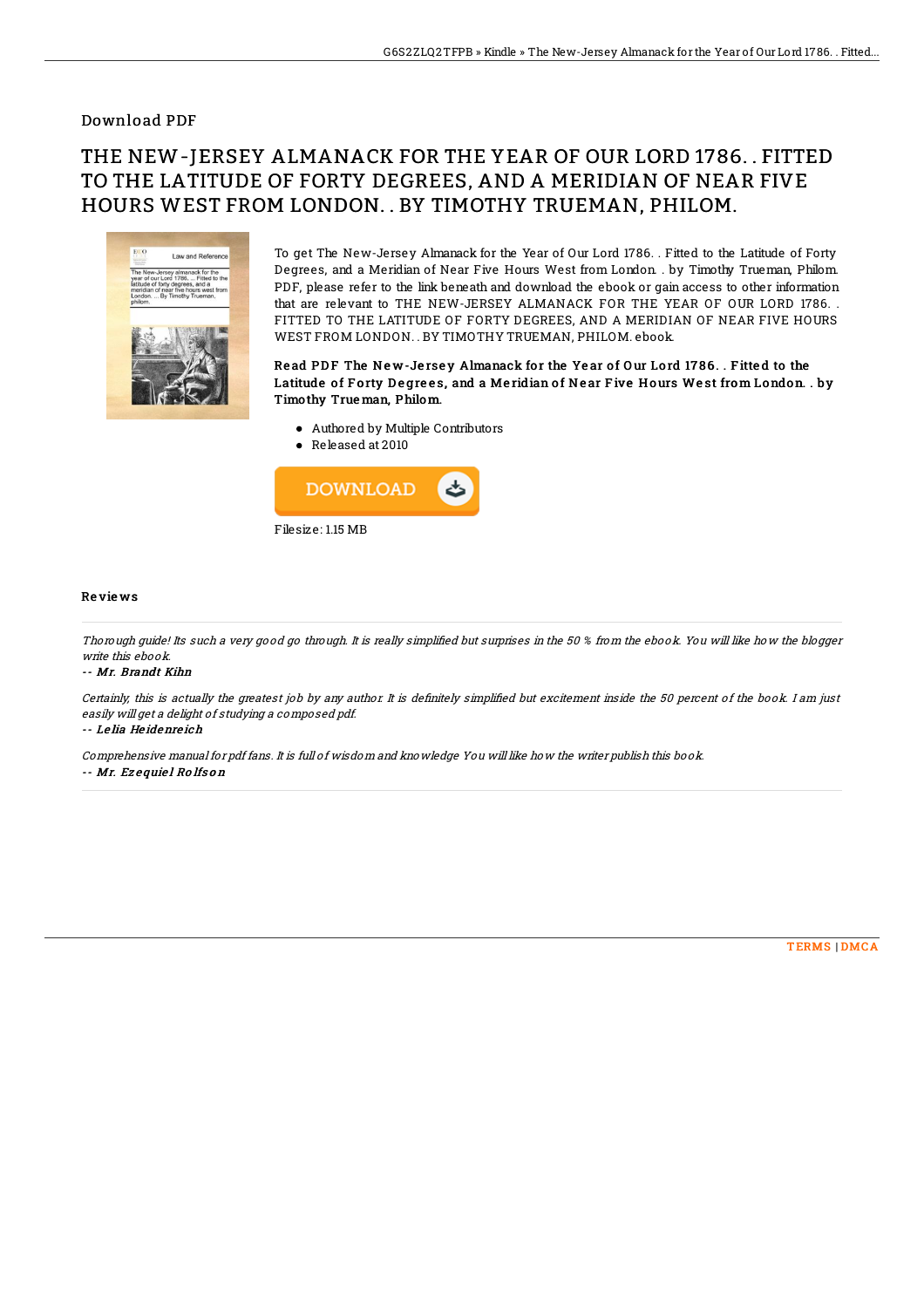Download PDF

# THE NEW-JERSEY ALMANACK FOR THE YEAR OF OUR LORD 1786. . FITTED TO THE LATITUDE OF FORTY DEGREES, AND A MERIDIAN OF NEAR FIVE HOURS WEST FROM LONDON. . BY TIMOTHY TRUEMAN, PHILOM.

To get The New-Jersey Almanack for the Year of Our Lord 1786. . Fitted to the Latitude of Forty Degrees, and a Meridian of Near Five Hours West from London. . by Timothy Trueman, Philom. PDF, please refer to the link beneath and download the ebook or gain access to other information that are relevant to THE NEW-JERSEY ALMANACK FOR THE YEAR OF OUR LORD 1786. . FITTED TO THE LATITUDE OF FORTY DEGREES, AND A MERIDIAN OF NEAR FIVE HOURS WEST FROM LONDON. . BY TIMOTHY TRUEMAN, PHILOM. ebook.

**Read PDF The New-Jersey Almanack for the Year of Our Lord 1786. . Fitted to the Latitude of Forty Degrees, and a Meridian of Near Five Hours West from London. . by Timothy Trueman, Philom.**

- Authored by Multiple Contributors
- Released at 2010

Filesize: 1.15 MB

## Reviews

*Thorough guide! Its such a very good go through. It is really simplified but surprises in the 50 % from the ebook. You will like how the blogger write this ebook.*

-- ***Mr. Brandt Kihn***

*Certainly, this is actually the greatest job by any author. It is definitely simplified but excitement inside the 50 percent of the book. I am just easily will get a delight of studying a composed pdf.*

-- ***Lelia Heidenreich***

*Comprehensive manual for pdf fans. It is full of wisdom and knowledge You will like how the writer publish this book.*

-- ***Mr. Ezequiel Rolfson***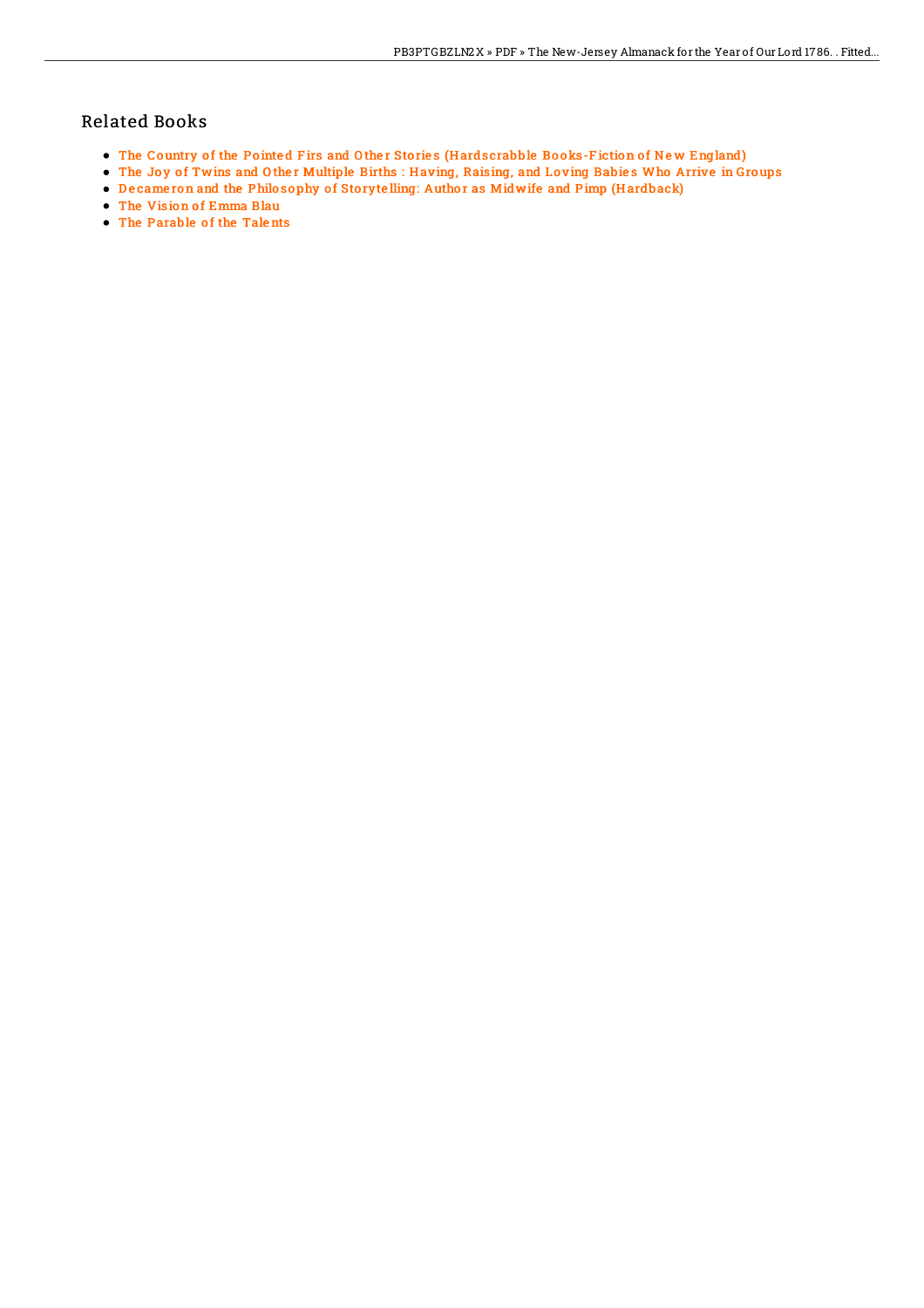## Related Books

- The Country of the Pointed Firs and Other Stories (Hardscrabble Books-Fiction of New England)
- The Joy of Twins and Other Multiple Births : Having, Raising, and Loving Babies Who Arrive in Groups
- Decameron and the Philosophy of Storytelling: Author as Midwife and Pimp (Hardback)
- The Vision of Emma Blau
- The Parable of the Talents